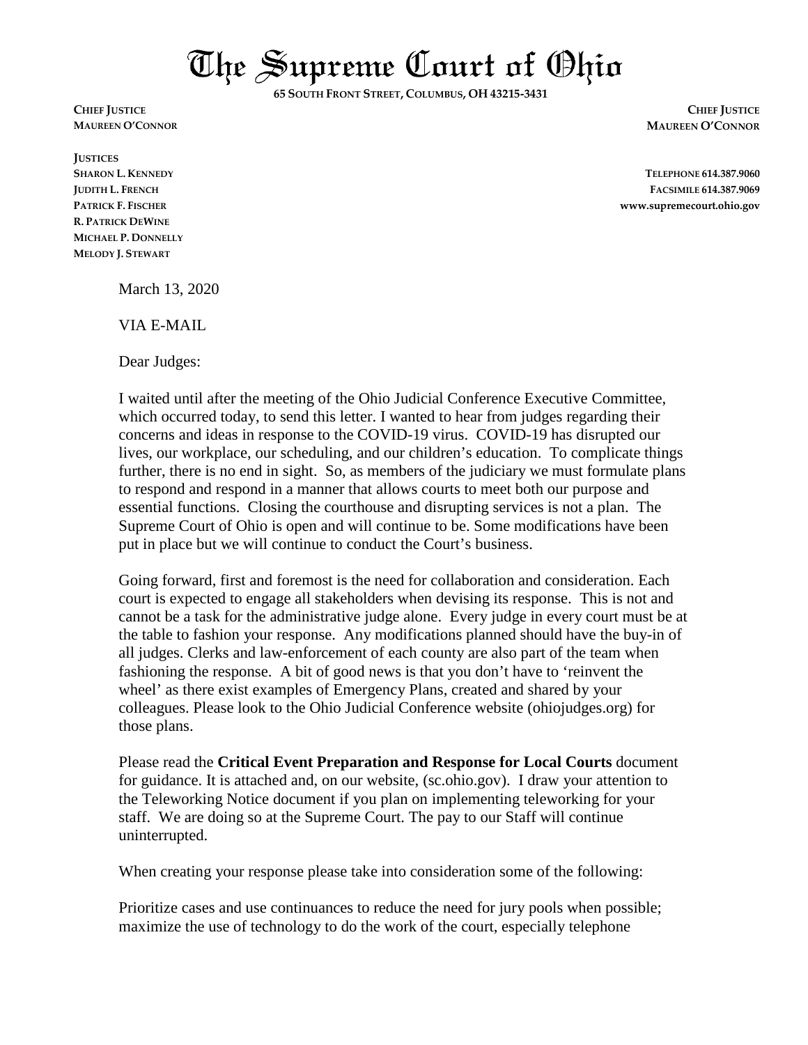# The Supreme Court of Ohio

**65 SOUTH FRONT STREET, COLUMBUS, OH 43215-3431**

**CHIEF JUSTICE**
**MAUREEN O'CONNOR**

**JUSTICES**
**SHARON L. KENNEDY**
**JUDITH L. FRENCH**
**PATRICK F. FISCHER**
**R. PATRICK DEWINE**
**MICHAEL P. DONNELLY**
**MELODY J. STEWART**

**CHIEF JUSTICE**
**MAUREEN O'CONNOR**

**TELEPHONE 614.387.9060**
**FACSIMILE 614.387.9069**
**www.supremecourt.ohio.gov**

March 13, 2020

VIA E-MAIL

Dear Judges:

I waited until after the meeting of the Ohio Judicial Conference Executive Committee, which occurred today, to send this letter. I wanted to hear from judges regarding their concerns and ideas in response to the COVID-19 virus. COVID-19 has disrupted our lives, our workplace, our scheduling, and our children's education. To complicate things further, there is no end in sight. So, as members of the judiciary we must formulate plans to respond and respond in a manner that allows courts to meet both our purpose and essential functions. Closing the courthouse and disrupting services is not a plan. The Supreme Court of Ohio is open and will continue to be. Some modifications have been put in place but we will continue to conduct the Court's business.

Going forward, first and foremost is the need for collaboration and consideration. Each court is expected to engage all stakeholders when devising its response. This is not and cannot be a task for the administrative judge alone. Every judge in every court must be at the table to fashion your response. Any modifications planned should have the buy-in of all judges. Clerks and law-enforcement of each county are also part of the team when fashioning the response. A bit of good news is that you don't have to 'reinvent the wheel' as there exist examples of Emergency Plans, created and shared by your colleagues. Please look to the Ohio Judicial Conference website (ohiojudges.org) for those plans.

Please read the **Critical Event Preparation and Response for Local Courts** document for guidance. It is attached and, on our website, (sc.ohio.gov). I draw your attention to the Teleworking Notice document if you plan on implementing teleworking for your staff. We are doing so at the Supreme Court. The pay to our Staff will continue uninterrupted.

When creating your response please take into consideration some of the following:

Prioritize cases and use continuances to reduce the need for jury pools when possible; maximize the use of technology to do the work of the court, especially telephone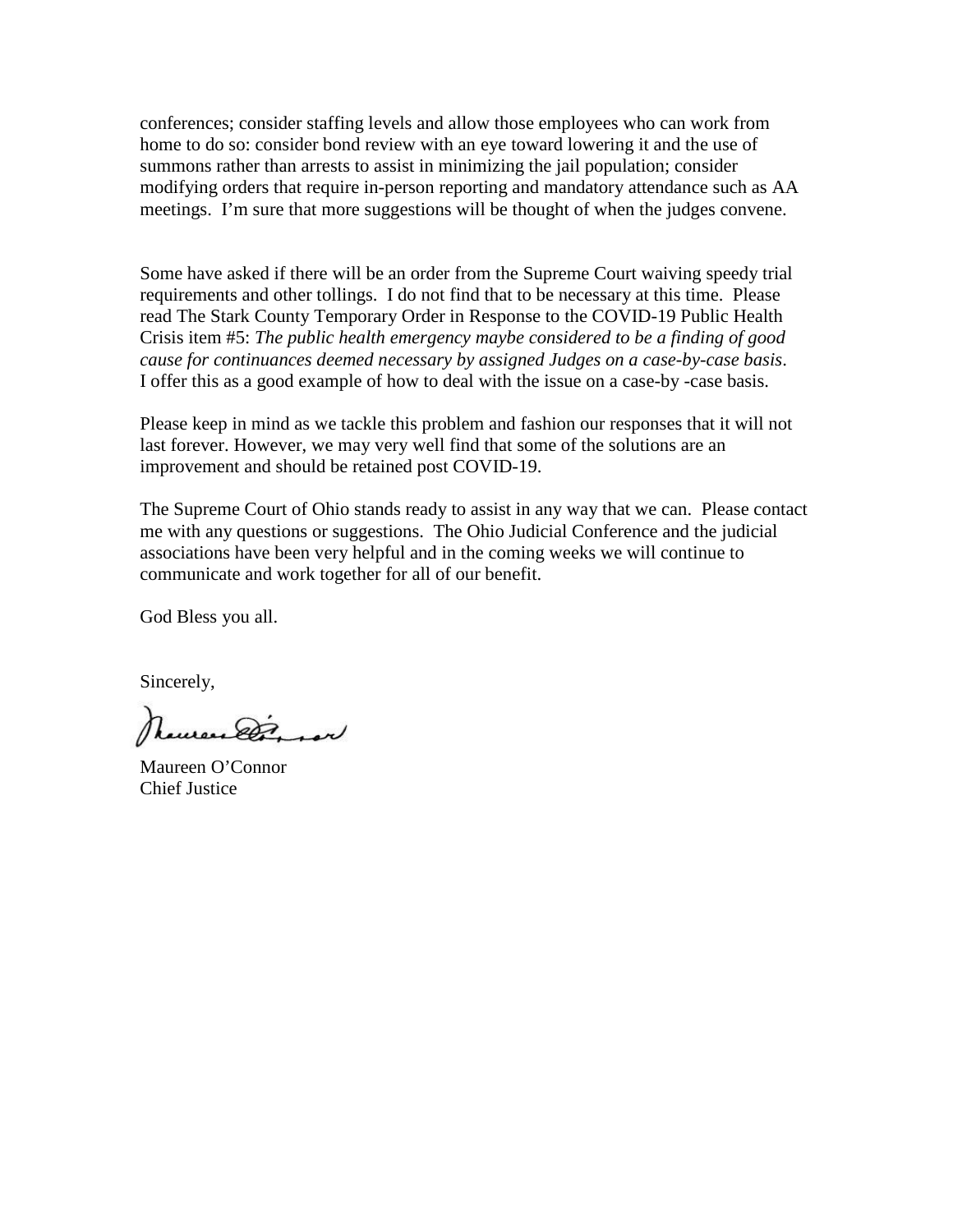conferences; consider staffing levels and allow those employees who can work from home to do so: consider bond review with an eye toward lowering it and the use of summons rather than arrests to assist in minimizing the jail population; consider modifying orders that require in-person reporting and mandatory attendance such as AA meetings. I'm sure that more suggestions will be thought of when the judges convene.

Some have asked if there will be an order from the Supreme Court waiving speedy trial requirements and other tollings. I do not find that to be necessary at this time. Please read The Stark County Temporary Order in Response to the COVID-19 Public Health Crisis item #5: *The public health emergency maybe considered to be a finding of good cause for continuances deemed necessary by assigned Judges on a case-by-case basis*. I offer this as a good example of how to deal with the issue on a case-by -case basis.

Please keep in mind as we tackle this problem and fashion our responses that it will not last forever. However, we may very well find that some of the solutions are an improvement and should be retained post COVID-19.

The Supreme Court of Ohio stands ready to assist in any way that we can. Please contact me with any questions or suggestions. The Ohio Judicial Conference and the judicial associations have been very helpful and in the coming weeks we will continue to communicate and work together for all of our benefit.

God Bless you all.

Sincerely,

Maureen O'Connor
Chief Justice